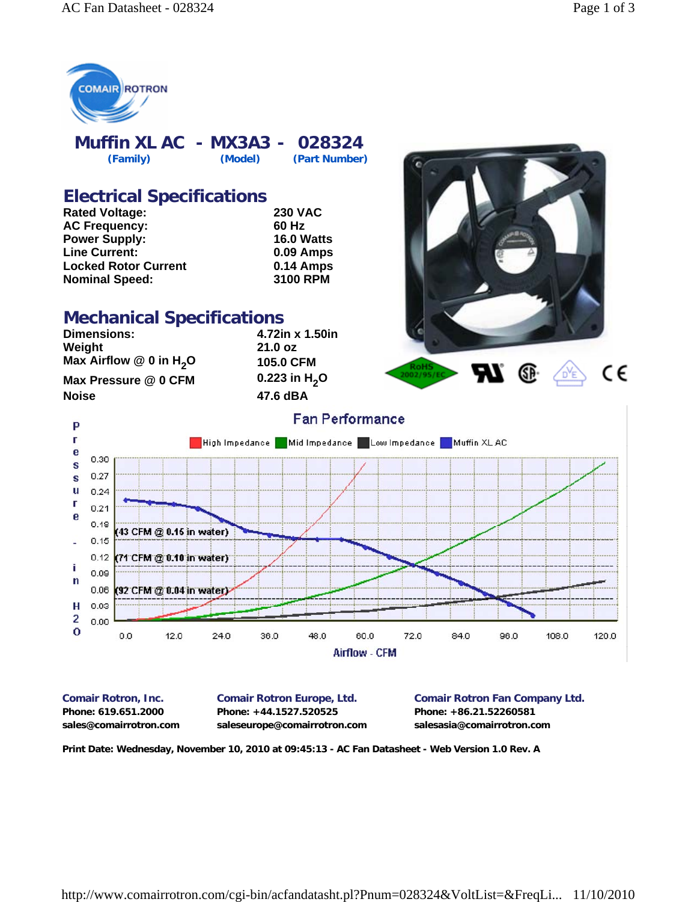COMAIR ROTRON

# Muffin XL AC - MX3A3 - 028324

**(Family)** **(Model)** **(Part Number)**

## Electrical Specifications

| | |
|---|---|
| **Rated Voltage:** | **230 VAC** |
| **AC Frequency:** | **60 Hz** |
| **Power Supply:** | **16.0 Watts** |
| **Line Current:** | **0.09 Amps** |
| **Locked Rotor Current** | **0.14 Amps** |
| **Nominal Speed:** | **3100 RPM** |

## Mechanical Specifications

| | |
|---|---|
| **Dimensions:** | **4.72in x 1.50in** |
| **Weight** | **21.0 oz** |
| **Max Airflow @ 0 in $H_2O$** | **105.0 CFM** |
| **Max Pressure @ 0 CFM** | **0.223 in $H_2O$** |
| **Noise** | **47.6 dBA** |

RoHS 2002/95/EC

## Fan Performance

High Impedance | Mid Impedance | Low Impedance | Muffin XL AC

Pressure - in $H_2O$: 0.00, 0.03, 0.06, 0.09, 0.12, 0.15, 0.18, 0.21, 0.24, 0.27, 0.30

Airflow - CFM: 0.0, 12.0, 24.0, 36.0, 48.0, 60.0, 72.0, 84.0, 96.0, 108.0, 120.0

(43 CFM @ 0.15 in water)

(71 CFM @ 0.10 in water)

(92 CFM @ 0.04 in water)

**Comair Rotron, Inc.**
**Phone: 619.651.2000**
**sales@comairrotron.com**

**Comair Rotron Europe, Ltd.**
**Phone: +44.1527.520525**
**saleseurope@comairrotron.com**

**Comair Rotron Fan Company Ltd.**
**Phone: +86.21.52260581**
**salesasia@comairrotron.com**

**Print Date: Wednesday, November 10, 2010 at 09:45:13 - AC Fan Datasheet - Web Version 1.0 Rev. A**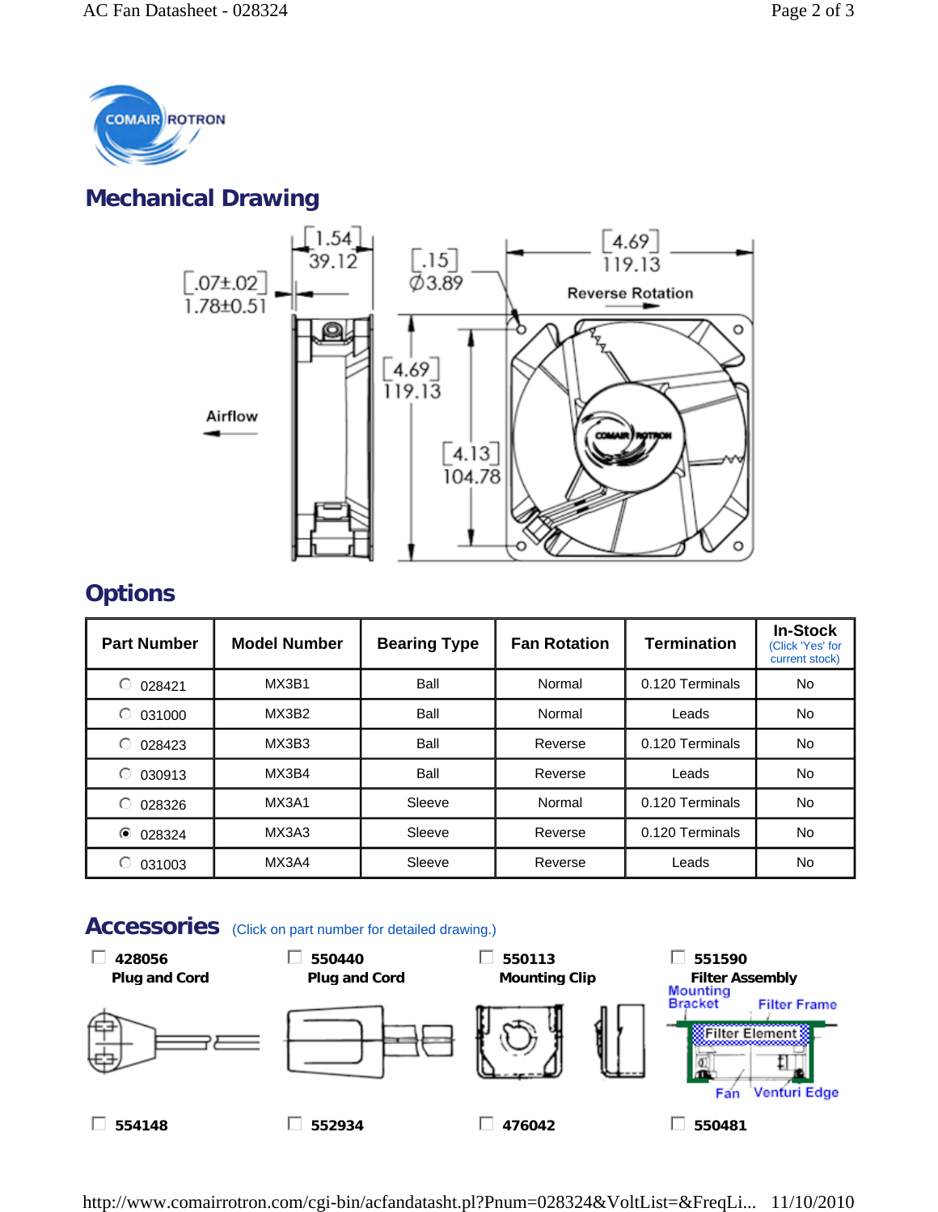## Mechanical Drawing

[1.54] 39.12

[.07±.02] 1.78±0.51

[.15] Ø3.89

[4.69] 119.13

Reverse Rotation

Airflow

[4.69] 119.13

[4.13] 104.78

## Options

| Part Number | Model Number | Bearing Type | Fan Rotation | Termination | In-Stock (Click 'Yes' for current stock) |
|---|---|---|---|---|---|
| 028421 | MX3B1 | Ball | Normal | 0.120 Terminals | No |
| 031000 | MX3B2 | Ball | Normal | Leads | No |
| 028423 | MX3B3 | Ball | Reverse | 0.120 Terminals | No |
| 030913 | MX3B4 | Ball | Reverse | Leads | No |
| 028326 | MX3A1 | Sleeve | Normal | 0.120 Terminals | No |
| 028324 | MX3A3 | Sleeve | Reverse | 0.120 Terminals | No |
| 031003 | MX3A4 | Sleeve | Reverse | Leads | No |

## Accessories (Click on part number for detailed drawing.)

- **428056** Plug and Cord
- **550440** Plug and Cord
- **550113** Mounting Clip
- **551590** Filter Assembly (Mounting Bracket, Filter Frame, Filter Element, Fan, Venturi Edge)
- **554148**
- **552934**
- **476042**
- **550481**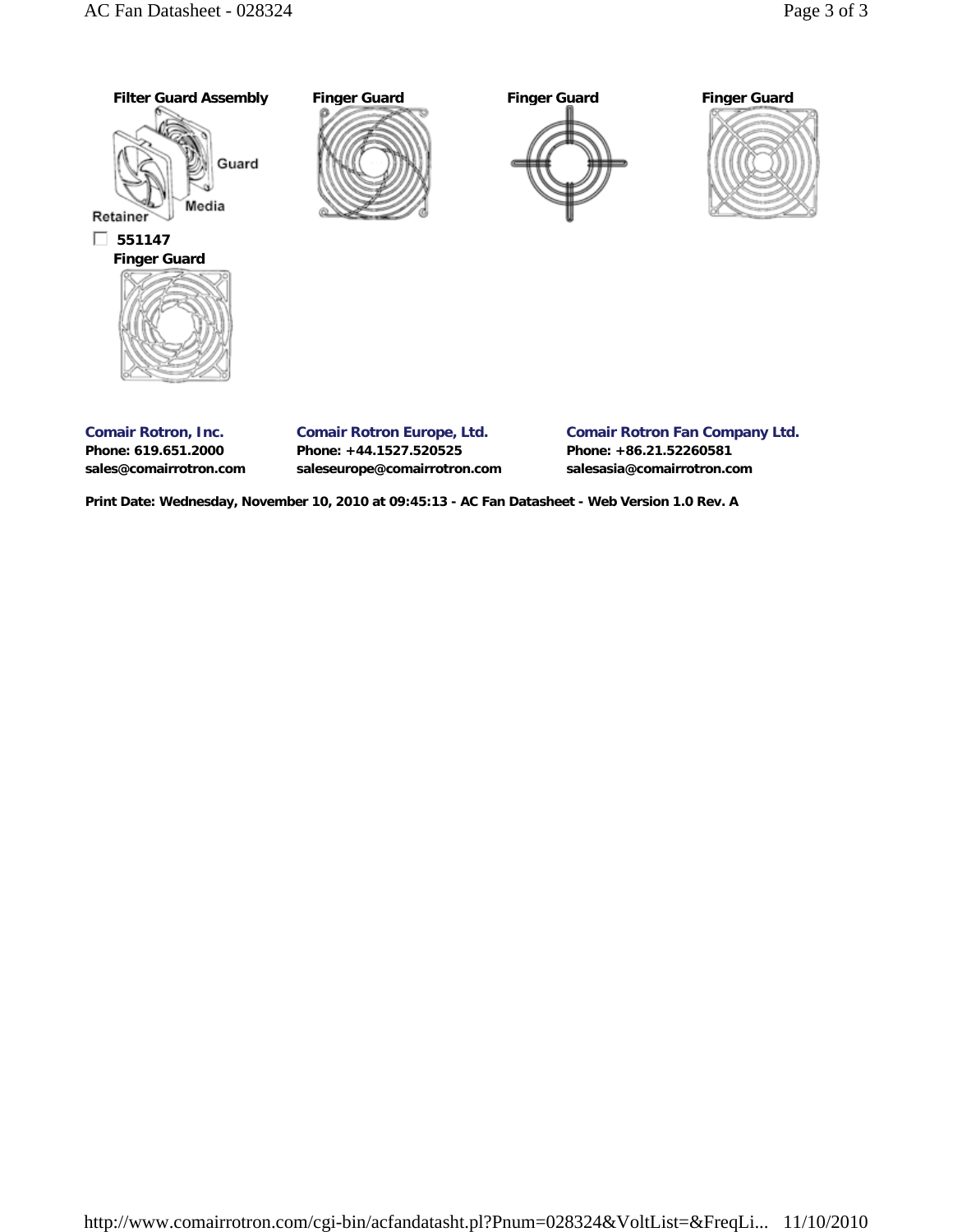**Filter Guard Assembly**

Guard

Media

Retainer

☐ **551147**

**Finger Guard**

**Finger Guard**

**Finger Guard**

**Finger Guard**

**Comair Rotron, Inc.**
**Phone: 619.651.2000**
**sales@comairrotron.com**

**Comair Rotron Europe, Ltd.**
**Phone: +44.1527.520525**
**saleseurope@comairrotron.com**

**Comair Rotron Fan Company Ltd.**
**Phone: +86.21.52260581**
**salesasia@comairrotron.com**

**Print Date: Wednesday, November 10, 2010 at 09:45:13 - AC Fan Datasheet - Web Version 1.0 Rev. A**